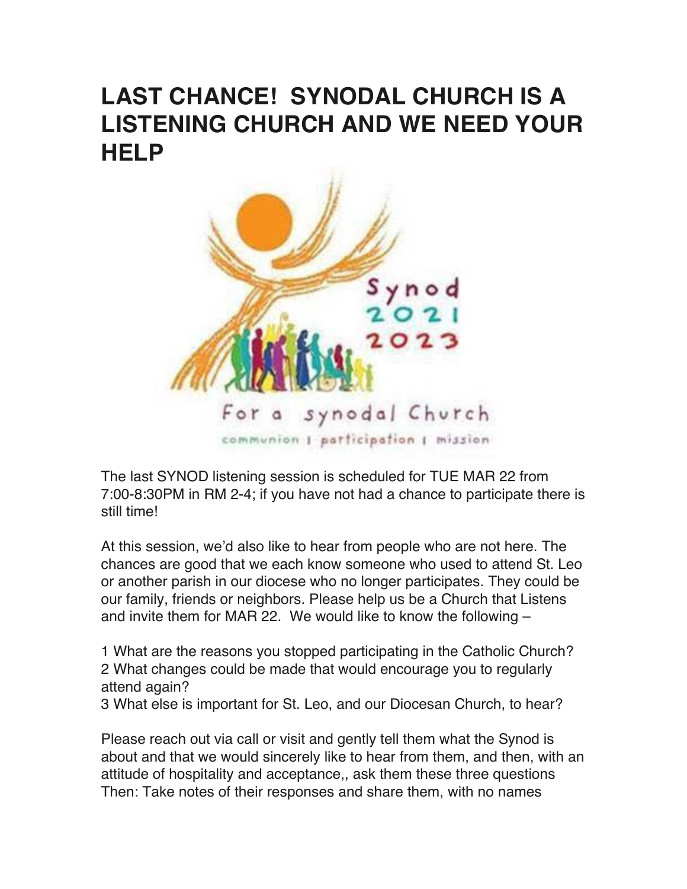# LAST CHANCE! SYNODAL CHURCH IS A LISTENING CHURCH AND WE NEED YOUR HELP

The last SYNOD listening session is scheduled for TUE MAR 22 from 7:00-8:30PM in RM 2-4; if you have not had a chance to participate there is still time!

At this session, we'd also like to hear from people who are not here. The chances are good that we each know someone who used to attend St. Leo or another parish in our diocese who no longer participates. They could be our family, friends or neighbors. Please help us be a Church that Listens and invite them for MAR 22. We would like to know the following –

1 What are the reasons you stopped participating in the Catholic Church?
2 What changes could be made that would encourage you to regularly attend again?
3 What else is important for St. Leo, and our Diocesan Church, to hear?

Please reach out via call or visit and gently tell them what the Synod is about and that we would sincerely like to hear from them, and then, with an attitude of hospitality and acceptance,, ask them these three questions Then: Take notes of their responses and share them, with no names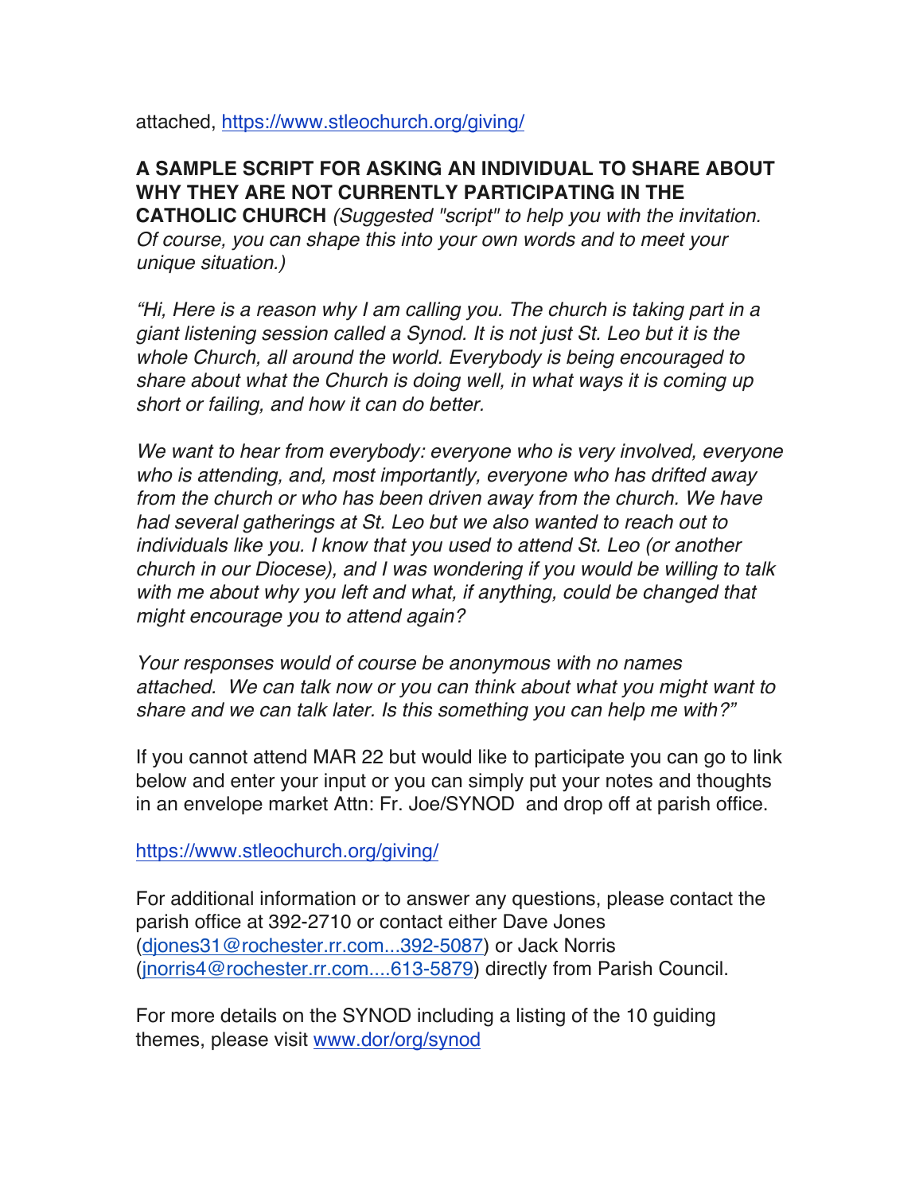attached, https://www.stleochurch.org/giving/

**A SAMPLE SCRIPT FOR ASKING AN INDIVIDUAL TO SHARE ABOUT WHY THEY ARE NOT CURRENTLY PARTICIPATING IN THE CATHOLIC CHURCH** *(Suggested "script" to help you with the invitation. Of course, you can shape this into your own words and to meet your unique situation.)*

*"Hi, Here is a reason why I am calling you. The church is taking part in a giant listening session called a Synod. It is not just St. Leo but it is the whole Church, all around the world. Everybody is being encouraged to share about what the Church is doing well, in what ways it is coming up short or failing, and how it can do better.*

*We want to hear from everybody: everyone who is very involved, everyone who is attending, and, most importantly, everyone who has drifted away from the church or who has been driven away from the church. We have had several gatherings at St. Leo but we also wanted to reach out to individuals like you. I know that you used to attend St. Leo (or another church in our Diocese), and I was wondering if you would be willing to talk with me about why you left and what, if anything, could be changed that might encourage you to attend again?*

*Your responses would of course be anonymous with no names attached. We can talk now or you can think about what you might want to share and we can talk later. Is this something you can help me with?"*

If you cannot attend MAR 22 but would like to participate you can go to link below and enter your input or you can simply put your notes and thoughts in an envelope market Attn: Fr. Joe/SYNOD and drop off at parish office.

https://www.stleochurch.org/giving/

For additional information or to answer any questions, please contact the parish office at 392-2710 or contact either Dave Jones (djones31@rochester.rr.com...392-5087) or Jack Norris (jnorris4@rochester.rr.com....613-5879) directly from Parish Council.

For more details on the SYNOD including a listing of the 10 guiding themes, please visit www.dor/org/synod